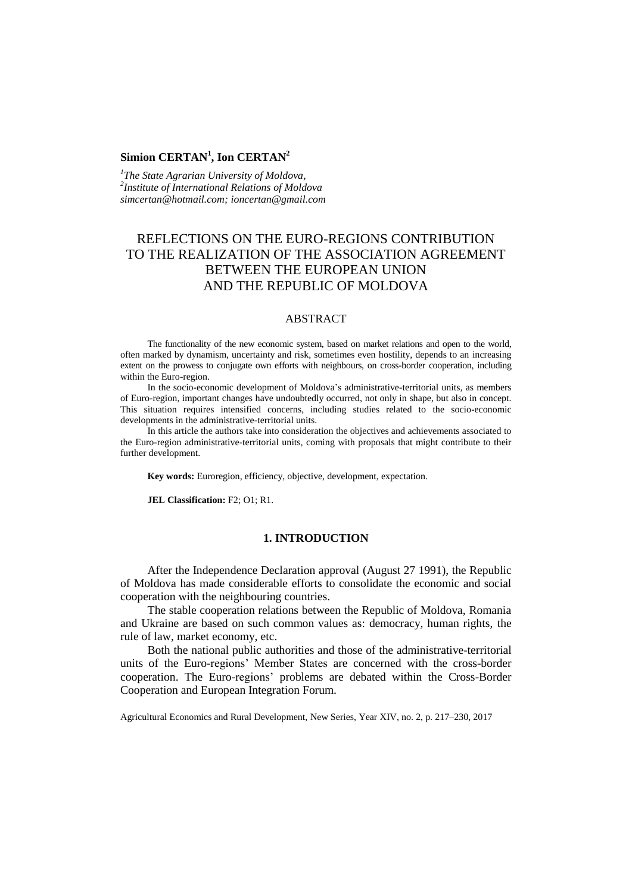**Simion CERTAN[1], Ion CERTAN[2]**

*[1]The State Agrarian University of Moldova,*
*[2]Institute of International Relations of Moldova*
*simcertan@hotmail.com; ioncertan@gmail.com*

# REFLECTIONS ON THE EURO-REGIONS CONTRIBUTION TO THE REALIZATION OF THE ASSOCIATION AGREEMENT BETWEEN THE EUROPEAN UNION AND THE REPUBLIC OF MOLDOVA

## ABSTRACT

The functionality of the new economic system, based on market relations and open to the world, often marked by dynamism, uncertainty and risk, sometimes even hostility, depends to an increasing extent on the prowess to conjugate own efforts with neighbours, on cross-border cooperation, including within the Euro-region.

In the socio-economic development of Moldova's administrative-territorial units, as members of Euro-region, important changes have undoubtedly occurred, not only in shape, but also in concept. This situation requires intensified concerns, including studies related to the socio-economic developments in the administrative-territorial units.

In this article the authors take into consideration the objectives and achievements associated to the Euro-region administrative-territorial units, coming with proposals that might contribute to their further development.

**Key words:** Euroregion, efficiency, objective, development, expectation.

**JEL Classification:** F2; O1; R1.

## 1. INTRODUCTION

After the Independence Declaration approval (August 27 1991), the Republic of Moldova has made considerable efforts to consolidate the economic and social cooperation with the neighbouring countries.

The stable cooperation relations between the Republic of Moldova, Romania and Ukraine are based on such common values as: democracy, human rights, the rule of law, market economy, etc.

Both the national public authorities and those of the administrative-territorial units of the Euro-regions' Member States are concerned with the cross-border cooperation. The Euro-regions' problems are debated within the Cross-Border Cooperation and European Integration Forum.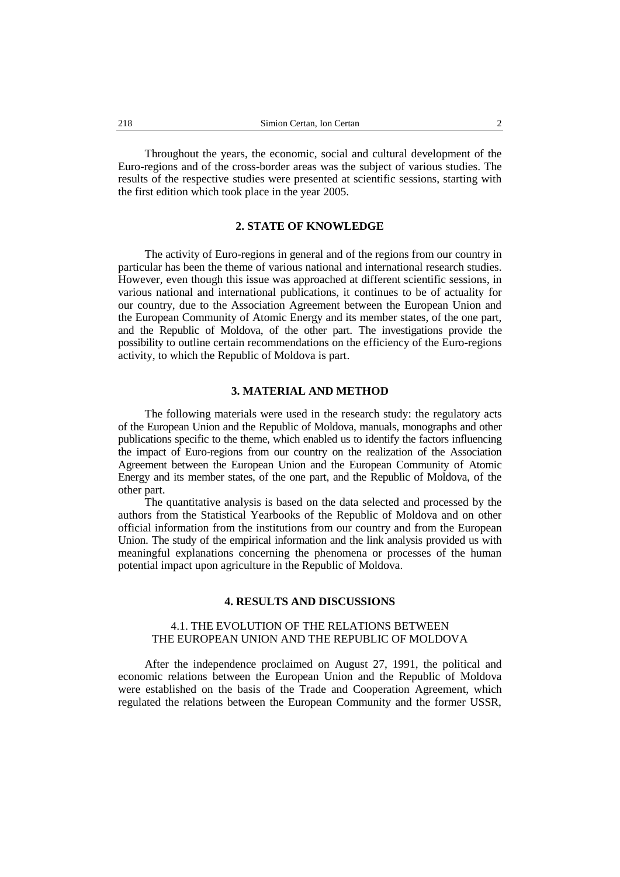Throughout the years, the economic, social and cultural development of the Euro-regions and of the cross-border areas was the subject of various studies. The results of the respective studies were presented at scientific sessions, starting with the first edition which took place in the year 2005.

## 2. STATE OF KNOWLEDGE

The activity of Euro-regions in general and of the regions from our country in particular has been the theme of various national and international research studies. However, even though this issue was approached at different scientific sessions, in various national and international publications, it continues to be of actuality for our country, due to the Association Agreement between the European Union and the European Community of Atomic Energy and its member states, of the one part, and the Republic of Moldova, of the other part. The investigations provide the possibility to outline certain recommendations on the efficiency of the Euro-regions activity, to which the Republic of Moldova is part.

## 3. MATERIAL AND METHOD

The following materials were used in the research study: the regulatory acts of the European Union and the Republic of Moldova, manuals, monographs and other publications specific to the theme, which enabled us to identify the factors influencing the impact of Euro-regions from our country on the realization of the Association Agreement between the European Union and the European Community of Atomic Energy and its member states, of the one part, and the Republic of Moldova, of the other part.

The quantitative analysis is based on the data selected and processed by the authors from the Statistical Yearbooks of the Republic of Moldova and on other official information from the institutions from our country and from the European Union. The study of the empirical information and the link analysis provided us with meaningful explanations concerning the phenomena or processes of the human potential impact upon agriculture in the Republic of Moldova.

## 4. RESULTS AND DISCUSSIONS

### 4.1. THE EVOLUTION OF THE RELATIONS BETWEEN THE EUROPEAN UNION AND THE REPUBLIC OF MOLDOVA

After the independence proclaimed on August 27, 1991, the political and economic relations between the European Union and the Republic of Moldova were established on the basis of the Trade and Cooperation Agreement, which regulated the relations between the European Community and the former USSR,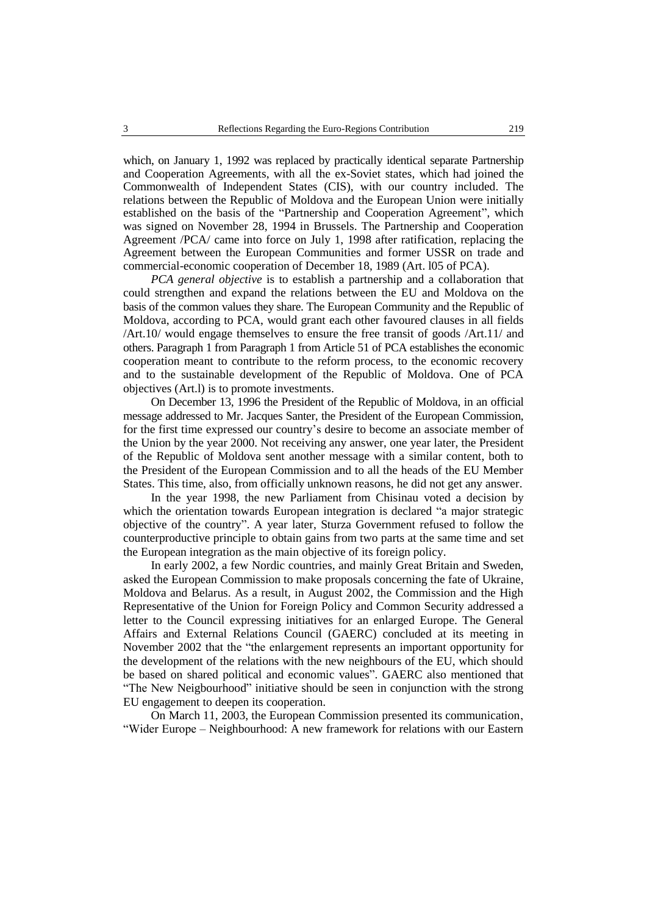which, on January 1, 1992 was replaced by practically identical separate Partnership and Cooperation Agreements, with all the ex-Soviet states, which had joined the Commonwealth of Independent States (CIS), with our country included. The relations between the Republic of Moldova and the European Union were initially established on the basis of the "Partnership and Cooperation Agreement", which was signed on November 28, 1994 in Brussels. The Partnership and Cooperation Agreement /PCA/ came into force on July 1, 1998 after ratification, replacing the Agreement between the European Communities and former USSR on trade and commercial-economic cooperation of December 18, 1989 (Art. l05 of PCA).

*PCA general objective* is to establish a partnership and a collaboration that could strengthen and expand the relations between the EU and Moldova on the basis of the common values they share. The European Community and the Republic of Moldova, according to PCA, would grant each other favoured clauses in all fields /Art.10/ would engage themselves to ensure the free transit of goods /Art.11/ and others. Paragraph 1 from Paragraph 1 from Article 51 of PCA establishes the economic cooperation meant to contribute to the reform process, to the economic recovery and to the sustainable development of the Republic of Moldova. One of PCA objectives (Art.l) is to promote investments.

On December 13, 1996 the President of the Republic of Moldova, in an official message addressed to Mr. Jacques Santer, the President of the European Commission, for the first time expressed our country's desire to become an associate member of the Union by the year 2000. Not receiving any answer, one year later, the President of the Republic of Moldova sent another message with a similar content, both to the President of the European Commission and to all the heads of the EU Member States. This time, also, from officially unknown reasons, he did not get any answer.

In the year 1998, the new Parliament from Chisinau voted a decision by which the orientation towards European integration is declared "a major strategic objective of the country". A year later, Sturza Government refused to follow the counterproductive principle to obtain gains from two parts at the same time and set the European integration as the main objective of its foreign policy.

In early 2002, a few Nordic countries, and mainly Great Britain and Sweden, asked the European Commission to make proposals concerning the fate of Ukraine, Moldova and Belarus. As a result, in August 2002, the Commission and the High Representative of the Union for Foreign Policy and Common Security addressed a letter to the Council expressing initiatives for an enlarged Europe. The General Affairs and External Relations Council (GAERC) concluded at its meeting in November 2002 that the "the enlargement represents an important opportunity for the development of the relations with the new neighbours of the EU, which should be based on shared political and economic values". GAERC also mentioned that "The New Neigbourhood" initiative should be seen in conjunction with the strong EU engagement to deepen its cooperation.

On March 11, 2003, the European Commission presented its communication, "Wider Europe – Neighbourhood: A new framework for relations with our Eastern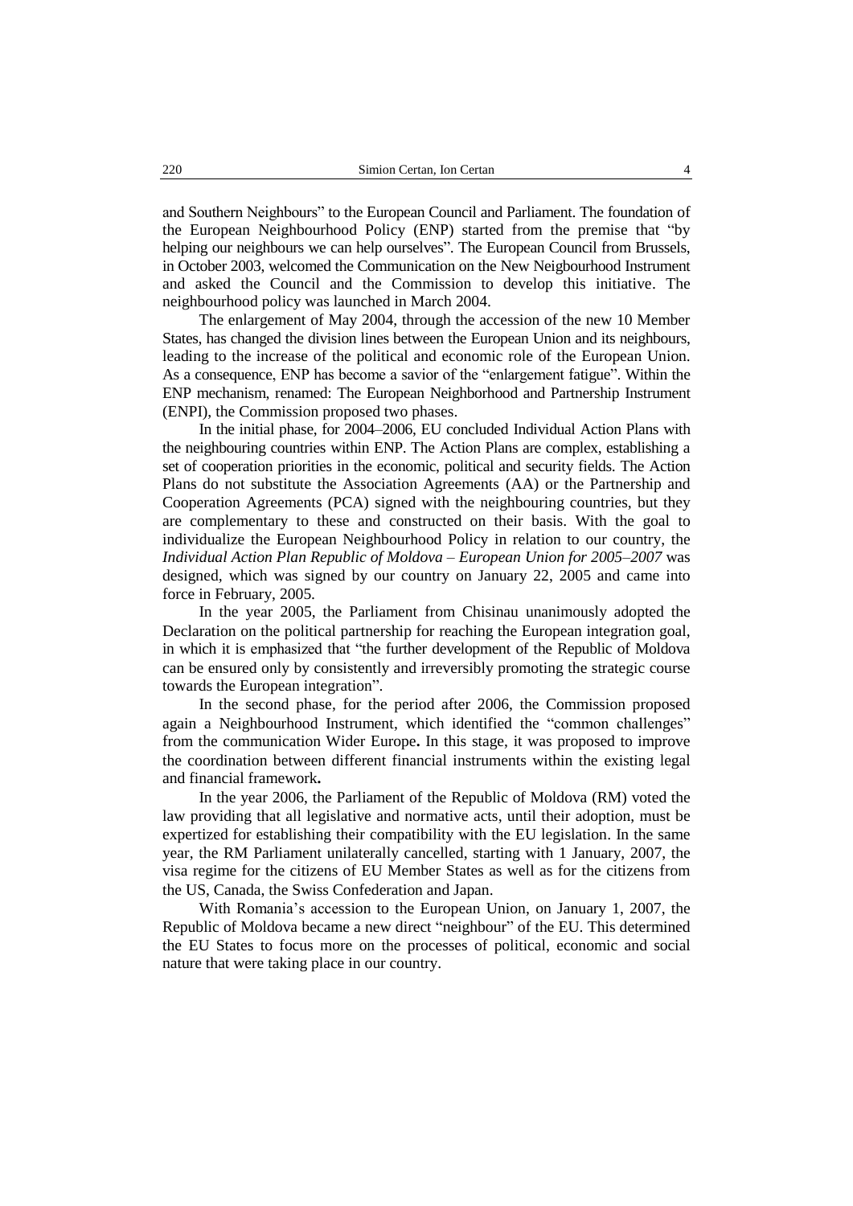and Southern Neighbours" to the European Council and Parliament. The foundation of the European Neighbourhood Policy (ENP) started from the premise that "by helping our neighbours we can help ourselves". The European Council from Brussels, in October 2003, welcomed the Communication on the New Neigbourhood Instrument and asked the Council and the Commission to develop this initiative. The neighbourhood policy was launched in March 2004.

The enlargement of May 2004, through the accession of the new 10 Member States, has changed the division lines between the European Union and its neighbours, leading to the increase of the political and economic role of the European Union. As a consequence, ENP has become a savior of the "enlargement fatigue". Within the ENP mechanism, renamed: The European Neighborhood and Partnership Instrument (ENPI), the Commission proposed two phases.

In the initial phase, for 2004–2006, EU concluded Individual Action Plans with the neighbouring countries within ENP. The Action Plans are complex, establishing a set of cooperation priorities in the economic, political and security fields. The Action Plans do not substitute the Association Agreements (AA) or the Partnership and Cooperation Agreements (PCA) signed with the neighbouring countries, but they are complementary to these and constructed on their basis. With the goal to individualize the European Neighbourhood Policy in relation to our country, the *Individual Action Plan Republic of Moldova – European Union for 2005–2007* was designed, which was signed by our country on January 22, 2005 and came into force in February, 2005.

In the year 2005, the Parliament from Chisinau unanimously adopted the Declaration on the political partnership for reaching the European integration goal, in which it is emphasized that "the further development of the Republic of Moldova can be ensured only by consistently and irreversibly promoting the strategic course towards the European integration".

In the second phase, for the period after 2006, the Commission proposed again a Neighbourhood Instrument, which identified the "common challenges" from the communication Wider Europe**.** In this stage, it was proposed to improve the coordination between different financial instruments within the existing legal and financial framework**.**

In the year 2006, the Parliament of the Republic of Moldova (RM) voted the law providing that all legislative and normative acts, until their adoption, must be expertized for establishing their compatibility with the EU legislation. In the same year, the RM Parliament unilaterally cancelled, starting with 1 January, 2007, the visa regime for the citizens of EU Member States as well as for the citizens from the US, Canada, the Swiss Confederation and Japan.

With Romania's accession to the European Union, on January 1, 2007, the Republic of Moldova became a new direct "neighbour" of the EU. This determined the EU States to focus more on the processes of political, economic and social nature that were taking place in our country.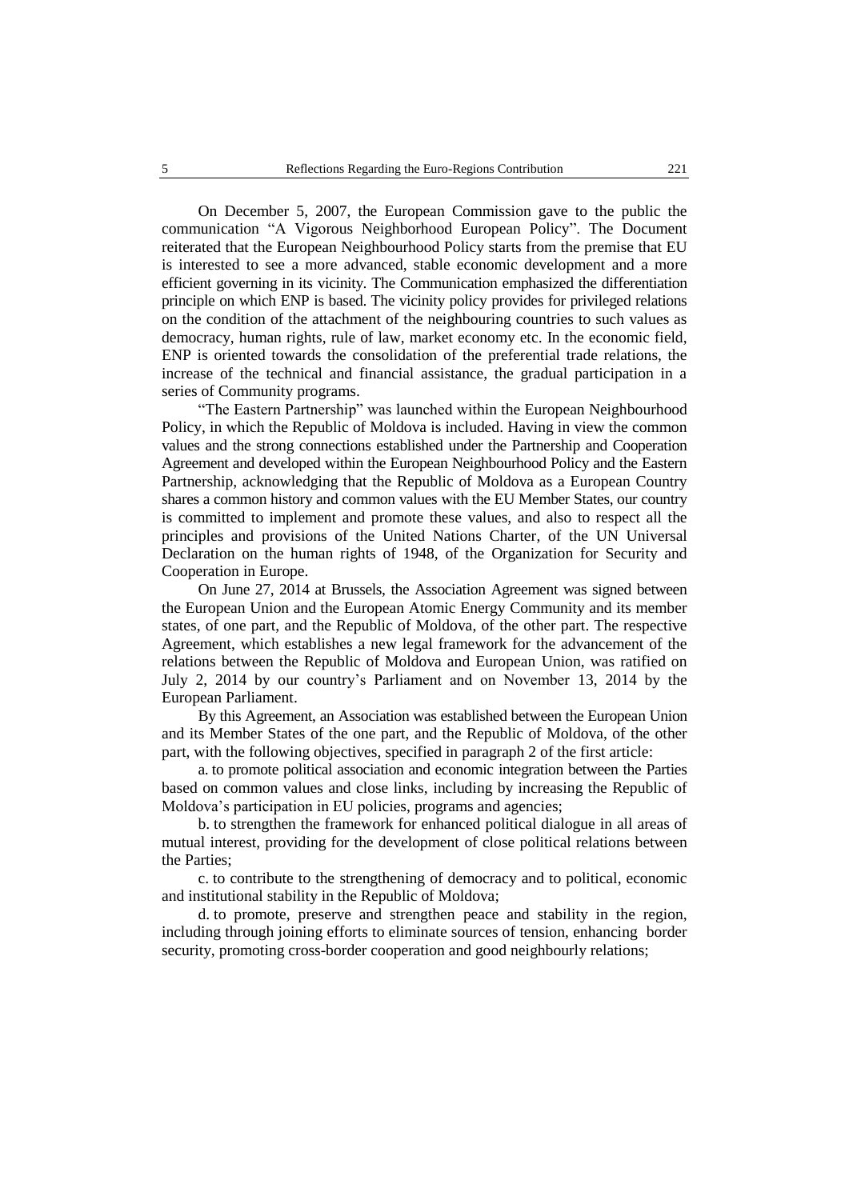On December 5, 2007, the European Commission gave to the public the communication "A Vigorous Neighborhood European Policy". The Document reiterated that the European Neighbourhood Policy starts from the premise that EU is interested to see a more advanced, stable economic development and a more efficient governing in its vicinity. The Communication emphasized the differentiation principle on which ENP is based. The vicinity policy provides for privileged relations on the condition of the attachment of the neighbouring countries to such values as democracy, human rights, rule of law, market economy etc. In the economic field, ENP is oriented towards the consolidation of the preferential trade relations, the increase of the technical and financial assistance, the gradual participation in a series of Community programs.

"The Eastern Partnership" was launched within the European Neighbourhood Policy, in which the Republic of Moldova is included. Having in view the common values and the strong connections established under the Partnership and Cooperation Agreement and developed within the European Neighbourhood Policy and the Eastern Partnership, acknowledging that the Republic of Moldova as a European Country shares a common history and common values with the EU Member States, our country is committed to implement and promote these values, and also to respect all the principles and provisions of the United Nations Charter, of the UN Universal Declaration on the human rights of 1948, of the Organization for Security and Cooperation in Europe.

On June 27, 2014 at Brussels, the Association Agreement was signed between the European Union and the European Atomic Energy Community and its member states, of one part, and the Republic of Moldova, of the other part. The respective Agreement, which establishes a new legal framework for the advancement of the relations between the Republic of Moldova and European Union, was ratified on July 2, 2014 by our country's Parliament and on November 13, 2014 by the European Parliament.

By this Agreement, an Association was established between the European Union and its Member States of the one part, and the Republic of Moldova, of the other part, with the following objectives, specified in paragraph 2 of the first article:

a. to promote political association and economic integration between the Parties based on common values and close links, including by increasing the Republic of Moldova's participation in EU policies, programs and agencies;

b. to strengthen the framework for enhanced political dialogue in all areas of mutual interest, providing for the development of close political relations between the Parties;

c. to contribute to the strengthening of democracy and to political, economic and institutional stability in the Republic of Moldova;

d. to promote, preserve and strengthen peace and stability in the region, including through joining efforts to eliminate sources of tension, enhancing border security, promoting cross-border cooperation and good neighbourly relations;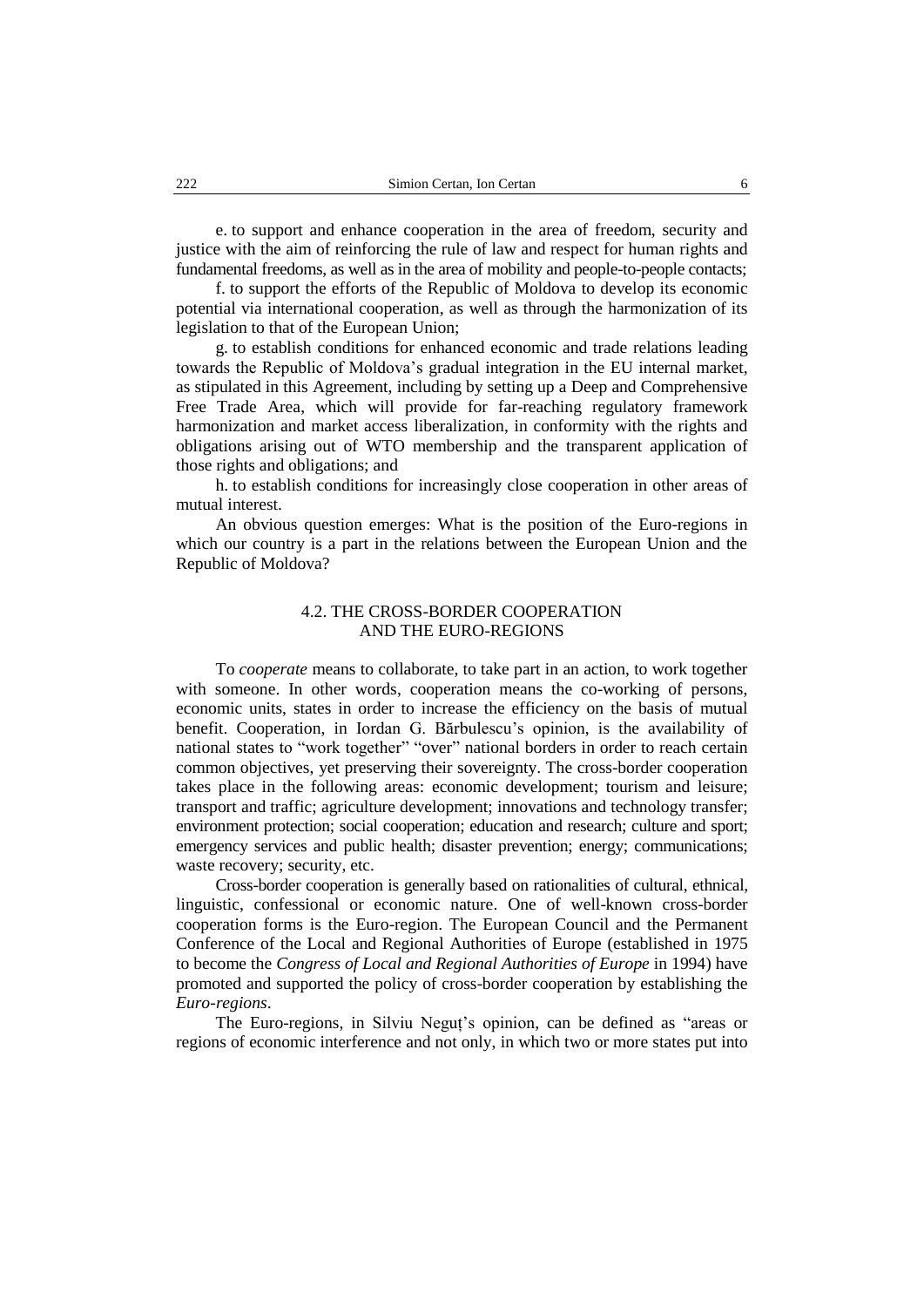e. to support and enhance cooperation in the area of freedom, security and justice with the aim of reinforcing the rule of law and respect for human rights and fundamental freedoms, as well as in the area of mobility and people-to-people contacts;

f. to support the efforts of the Republic of Moldova to develop its economic potential via international cooperation, as well as through the harmonization of its legislation to that of the European Union;

g. to establish conditions for enhanced economic and trade relations leading towards the Republic of Moldova's gradual integration in the EU internal market, as stipulated in this Agreement, including by setting up a Deep and Comprehensive Free Trade Area, which will provide for far-reaching regulatory framework harmonization and market access liberalization, in conformity with the rights and obligations arising out of WTO membership and the transparent application of those rights and obligations; and

h. to establish conditions for increasingly close cooperation in other areas of mutual interest.

An obvious question emerges: What is the position of the Euro-regions in which our country is a part in the relations between the European Union and the Republic of Moldova?

## 4.2. THE CROSS-BORDER COOPERATION AND THE EURO-REGIONS

To *cooperate* means to collaborate, to take part in an action, to work together with someone. In other words, cooperation means the co-working of persons, economic units, states in order to increase the efficiency on the basis of mutual benefit. Cooperation, in Iordan G. Bărbulescu's opinion, is the availability of national states to "work together" "over" national borders in order to reach certain common objectives, yet preserving their sovereignty. The cross-border cooperation takes place in the following areas: economic development; tourism and leisure; transport and traffic; agriculture development; innovations and technology transfer; environment protection; social cooperation; education and research; culture and sport; emergency services and public health; disaster prevention; energy; communications; waste recovery; security, etc.

Cross-border cooperation is generally based on rationalities of cultural, ethnical, linguistic, confessional or economic nature. One of well-known cross-border cooperation forms is the Euro-region. The European Council and the Permanent Conference of the Local and Regional Authorities of Europe (established in 1975 to become the *Congress of Local and Regional Authorities of Europe* in 1994) have promoted and supported the policy of cross-border cooperation by establishing the *Euro-regions*.

The Euro-regions, in Silviu Neguț's opinion, can be defined as "areas or regions of economic interference and not only, in which two or more states put into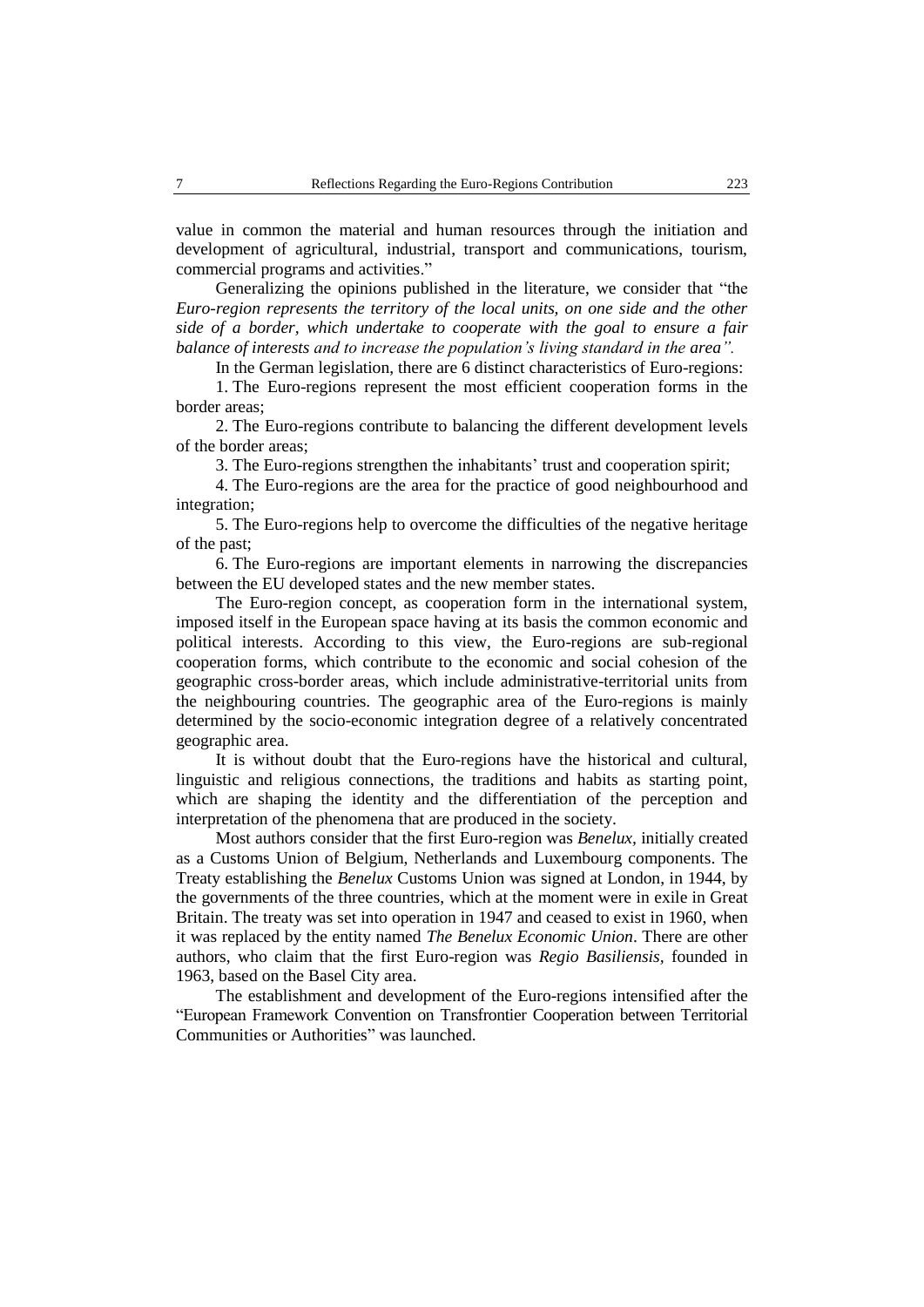value in common the material and human resources through the initiation and development of agricultural, industrial, transport and communications, tourism, commercial programs and activities."

Generalizing the opinions published in the literature, we consider that "the *Euro-region represents the territory of the local units, on one side and the other side of a border, which undertake to cooperate with the goal to ensure a fair balance of interests and to increase the population's living standard in the area".*

In the German legislation, there are 6 distinct characteristics of Euro-regions:

1. The Euro-regions represent the most efficient cooperation forms in the border areas;

2. The Euro-regions contribute to balancing the different development levels of the border areas;

3. The Euro-regions strengthen the inhabitants' trust and cooperation spirit;

4. The Euro-regions are the area for the practice of good neighbourhood and integration;

5. The Euro-regions help to overcome the difficulties of the negative heritage of the past;

6. The Euro-regions are important elements in narrowing the discrepancies between the EU developed states and the new member states.

The Euro-region concept, as cooperation form in the international system, imposed itself in the European space having at its basis the common economic and political interests. According to this view, the Euro-regions are sub-regional cooperation forms, which contribute to the economic and social cohesion of the geographic cross-border areas, which include administrative-territorial units from the neighbouring countries. The geographic area of the Euro-regions is mainly determined by the socio-economic integration degree of a relatively concentrated geographic area.

It is without doubt that the Euro-regions have the historical and cultural, linguistic and religious connections, the traditions and habits as starting point, which are shaping the identity and the differentiation of the perception and interpretation of the phenomena that are produced in the society.

Most authors consider that the first Euro-region was *Benelux*, initially created as a Customs Union of Belgium, Netherlands and Luxembourg components. The Treaty establishing the *Benelux* Customs Union was signed at London, in 1944, by the governments of the three countries, which at the moment were in exile in Great Britain. The treaty was set into operation in 1947 and ceased to exist in 1960, when it was replaced by the entity named *The Benelux Economic Union*. There are other authors, who claim that the first Euro-region was *Regio Basiliensis*, founded in 1963, based on the Basel City area.

The establishment and development of the Euro-regions intensified after the "European Framework Convention on Transfrontier Cooperation between Territorial Communities or Authorities" was launched.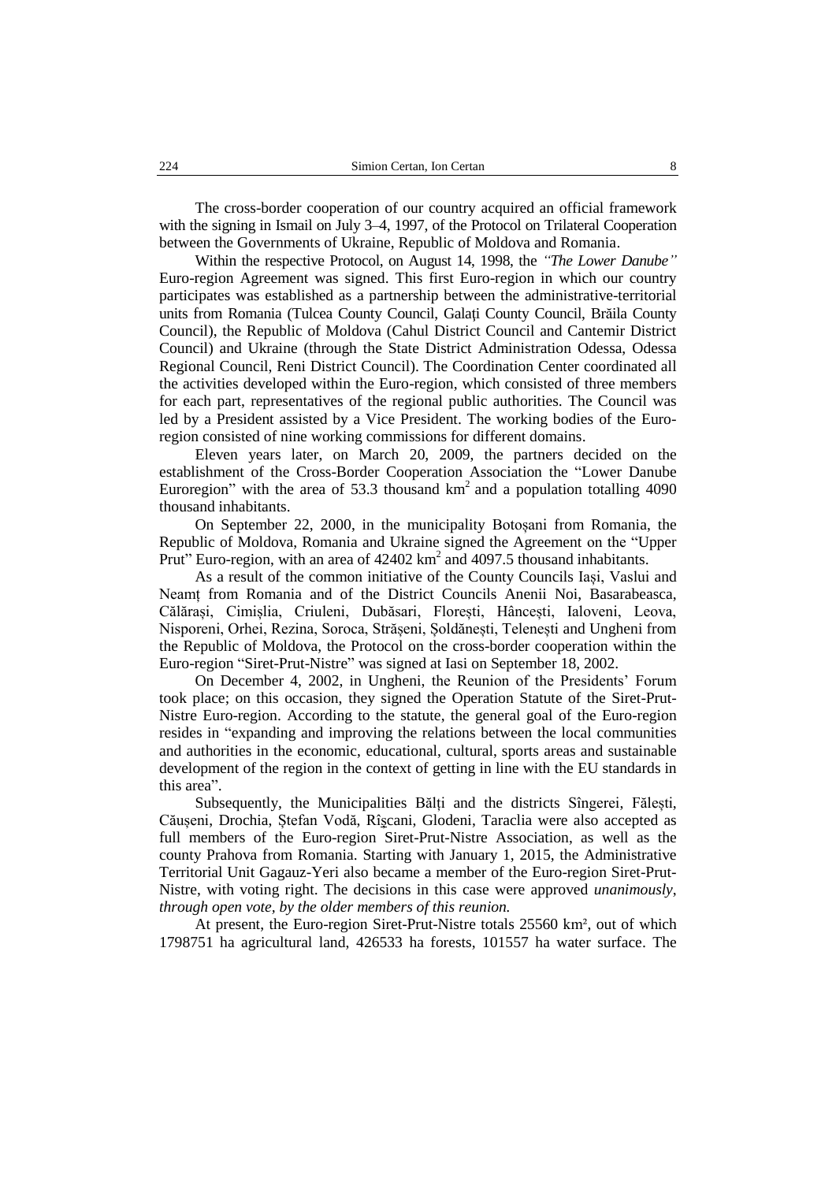The cross-border cooperation of our country acquired an official framework with the signing in Ismail on July 3–4, 1997, of the Protocol on Trilateral Cooperation between the Governments of Ukraine, Republic of Moldova and Romania.

Within the respective Protocol, on August 14, 1998, the *"The Lower Danube"* Euro-region Agreement was signed. This first Euro-region in which our country participates was established as a partnership between the administrative-territorial units from Romania (Tulcea County Council, Galați County Council, Brăila County Council), the Republic of Moldova (Cahul District Council and Cantemir District Council) and Ukraine (through the State District Administration Odessa, Odessa Regional Council, Reni District Council). The Coordination Center coordinated all the activities developed within the Euro-region, which consisted of three members for each part, representatives of the regional public authorities. The Council was led by a President assisted by a Vice President. The working bodies of the Euro-region consisted of nine working commissions for different domains.

Eleven years later, on March 20, 2009, the partners decided on the establishment of the Cross-Border Cooperation Association the "Lower Danube Euroregion" with the area of 53.3 thousand km$^2$ and a population totalling 4090 thousand inhabitants.

On September 22, 2000, in the municipality Botoșani from Romania, the Republic of Moldova, Romania and Ukraine signed the Agreement on the "Upper Prut" Euro-region, with an area of 42402 km$^2$ and 4097.5 thousand inhabitants.

As a result of the common initiative of the County Councils Iași, Vaslui and Neamț from Romania and of the District Councils Anenii Noi, Basarabeasca, Călărași, Cimișlia, Criuleni, Dubăsari, Florești, Hâncești, Ialoveni, Leova, Nisporeni, Orhei, Rezina, Soroca, Strășeni, Șoldănești, Telenești and Ungheni from the Republic of Moldova, the Protocol on the cross-border cooperation within the Euro-region "Siret-Prut-Nistre" was signed at Iasi on September 18, 2002.

On December 4, 2002, in Ungheni, the Reunion of the Presidents' Forum took place; on this occasion, they signed the Operation Statute of the Siret-Prut-Nistre Euro-region. According to the statute, the general goal of the Euro-region resides in "expanding and improving the relations between the local communities and authorities in the economic, educational, cultural, sports areas and sustainable development of the region in the context of getting in line with the EU standards in this area".

Subsequently, the Municipalities Bălți and the districts Sîngerei, Fălești, Căușeni, Drochia, Ștefan Vodă, Rîşcani, Glodeni, Taraclia were also accepted as full members of the Euro-region Siret-Prut-Nistre Association, as well as the county Prahova from Romania. Starting with January 1, 2015, the Administrative Territorial Unit Gagauz-Yeri also became a member of the Euro-region Siret-Prut-Nistre, with voting right. The decisions in this case were approved *unanimously, through open vote, by the older members of this reunion.*

At present, the Euro-region Siret-Prut-Nistre totals 25560 km², out of which 1798751 ha agricultural land, 426533 ha forests, 101557 ha water surface. The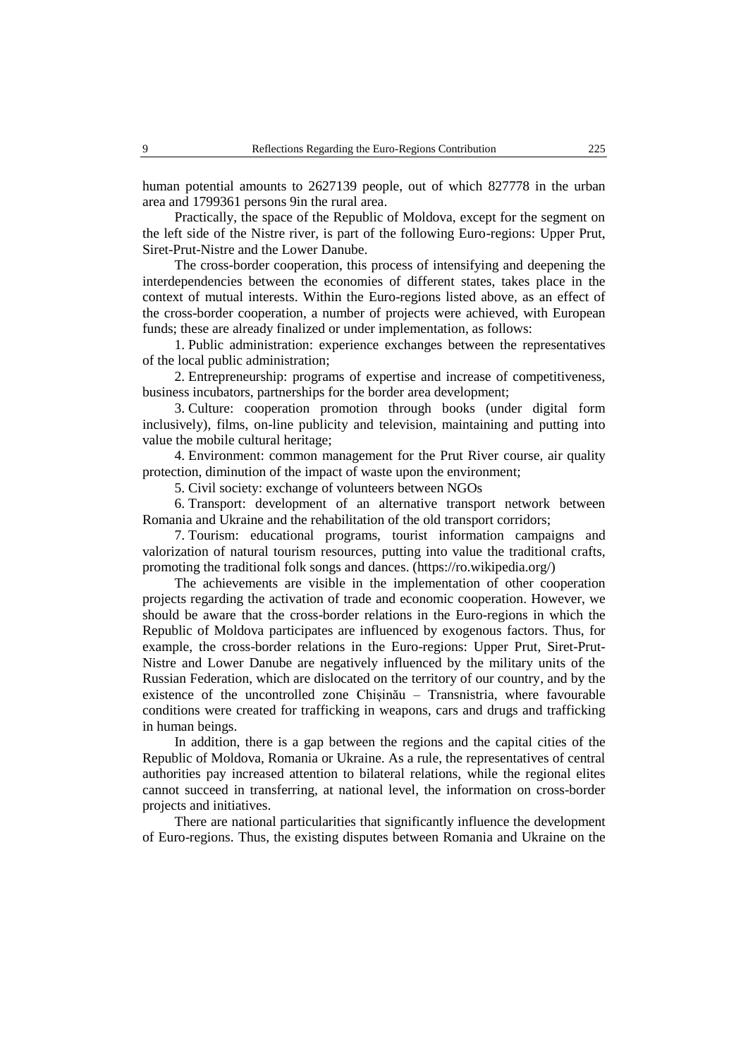human potential amounts to 2627139 people, out of which 827778 in the urban area and 1799361 persons 9in the rural area.

Practically, the space of the Republic of Moldova, except for the segment on the left side of the Nistre river, is part of the following Euro-regions: Upper Prut, Siret-Prut-Nistre and the Lower Danube.

The cross-border cooperation, this process of intensifying and deepening the interdependencies between the economies of different states, takes place in the context of mutual interests. Within the Euro-regions listed above, as an effect of the cross-border cooperation, a number of projects were achieved, with European funds; these are already finalized or under implementation, as follows:

1. Public administration: experience exchanges between the representatives of the local public administration;

2. Entrepreneurship: programs of expertise and increase of competitiveness, business incubators, partnerships for the border area development;

3. Culture: cooperation promotion through books (under digital form inclusively), films, on-line publicity and television, maintaining and putting into value the mobile cultural heritage;

4. Environment: common management for the Prut River course, air quality protection, diminution of the impact of waste upon the environment;

5. Civil society: exchange of volunteers between NGOs

6. Transport: development of an alternative transport network between Romania and Ukraine and the rehabilitation of the old transport corridors;

7. Tourism: educational programs, tourist information campaigns and valorization of natural tourism resources, putting into value the traditional crafts, promoting the traditional folk songs and dances. (https://ro.wikipedia.org/)

The achievements are visible in the implementation of other cooperation projects regarding the activation of trade and economic cooperation. However, we should be aware that the cross-border relations in the Euro-regions in which the Republic of Moldova participates are influenced by exogenous factors. Thus, for example, the cross-border relations in the Euro-regions: Upper Prut, Siret-Prut-Nistre and Lower Danube are negatively influenced by the military units of the Russian Federation, which are dislocated on the territory of our country, and by the existence of the uncontrolled zone Chișinău – Transnistria, where favourable conditions were created for trafficking in weapons, cars and drugs and trafficking in human beings.

In addition, there is a gap between the regions and the capital cities of the Republic of Moldova, Romania or Ukraine. As a rule, the representatives of central authorities pay increased attention to bilateral relations, while the regional elites cannot succeed in transferring, at national level, the information on cross-border projects and initiatives.

There are national particularities that significantly influence the development of Euro-regions. Thus, the existing disputes between Romania and Ukraine on the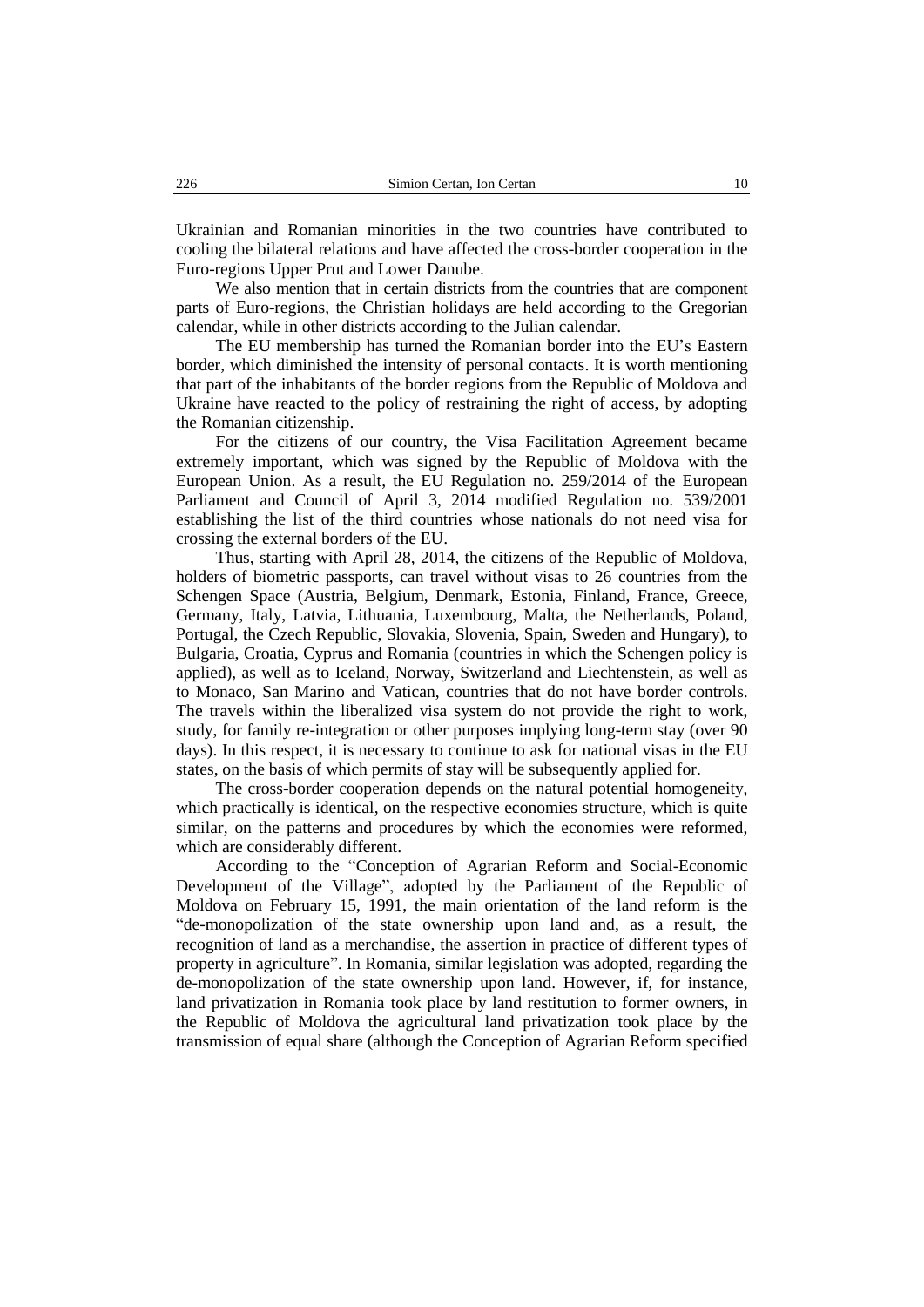Ukrainian and Romanian minorities in the two countries have contributed to cooling the bilateral relations and have affected the cross-border cooperation in the Euro-regions Upper Prut and Lower Danube.

We also mention that in certain districts from the countries that are component parts of Euro-regions, the Christian holidays are held according to the Gregorian calendar, while in other districts according to the Julian calendar.

The EU membership has turned the Romanian border into the EU's Eastern border, which diminished the intensity of personal contacts. It is worth mentioning that part of the inhabitants of the border regions from the Republic of Moldova and Ukraine have reacted to the policy of restraining the right of access, by adopting the Romanian citizenship.

For the citizens of our country, the Visa Facilitation Agreement became extremely important, which was signed by the Republic of Moldova with the European Union. As a result, the EU Regulation no. 259/2014 of the European Parliament and Council of April 3, 2014 modified Regulation no. 539/2001 establishing the list of the third countries whose nationals do not need visa for crossing the external borders of the EU.

Thus, starting with April 28, 2014, the citizens of the Republic of Moldova, holders of biometric passports, can travel without visas to 26 countries from the Schengen Space (Austria, Belgium, Denmark, Estonia, Finland, France, Greece, Germany, Italy, Latvia, Lithuania, Luxembourg, Malta, the Netherlands, Poland, Portugal, the Czech Republic, Slovakia, Slovenia, Spain, Sweden and Hungary), to Bulgaria, Croatia, Cyprus and Romania (countries in which the Schengen policy is applied), as well as to Iceland, Norway, Switzerland and Liechtenstein, as well as to Monaco, San Marino and Vatican, countries that do not have border controls. The travels within the liberalized visa system do not provide the right to work, study, for family re-integration or other purposes implying long-term stay (over 90 days). In this respect, it is necessary to continue to ask for national visas in the EU states, on the basis of which permits of stay will be subsequently applied for.

The cross-border cooperation depends on the natural potential homogeneity, which practically is identical, on the respective economies structure, which is quite similar, on the patterns and procedures by which the economies were reformed, which are considerably different.

According to the "Conception of Agrarian Reform and Social-Economic Development of the Village", adopted by the Parliament of the Republic of Moldova on February 15, 1991, the main orientation of the land reform is the "de-monopolization of the state ownership upon land and, as a result, the recognition of land as a merchandise, the assertion in practice of different types of property in agriculture". In Romania, similar legislation was adopted, regarding the de-monopolization of the state ownership upon land. However, if, for instance, land privatization in Romania took place by land restitution to former owners, in the Republic of Moldova the agricultural land privatization took place by the transmission of equal share (although the Conception of Agrarian Reform specified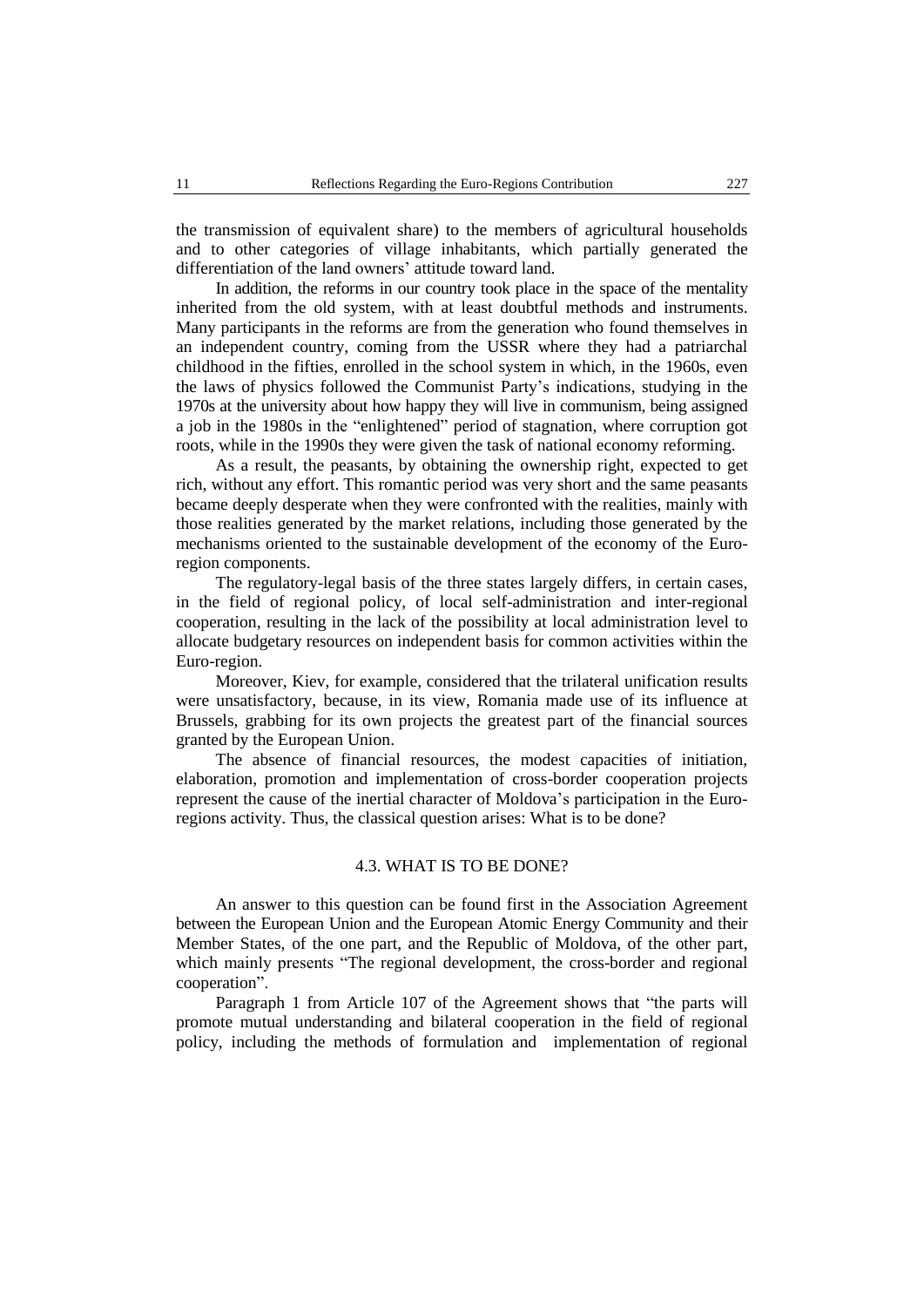the transmission of equivalent share) to the members of agricultural households and to other categories of village inhabitants, which partially generated the differentiation of the land owners' attitude toward land.

In addition, the reforms in our country took place in the space of the mentality inherited from the old system, with at least doubtful methods and instruments. Many participants in the reforms are from the generation who found themselves in an independent country, coming from the USSR where they had a patriarchal childhood in the fifties, enrolled in the school system in which, in the 1960s, even the laws of physics followed the Communist Party's indications, studying in the 1970s at the university about how happy they will live in communism, being assigned a job in the 1980s in the "enlightened" period of stagnation, where corruption got roots, while in the 1990s they were given the task of national economy reforming.

As a result, the peasants, by obtaining the ownership right, expected to get rich, without any effort. This romantic period was very short and the same peasants became deeply desperate when they were confronted with the realities, mainly with those realities generated by the market relations, including those generated by the mechanisms oriented to the sustainable development of the economy of the Euro-region components.

The regulatory-legal basis of the three states largely differs, in certain cases, in the field of regional policy, of local self-administration and inter-regional cooperation, resulting in the lack of the possibility at local administration level to allocate budgetary resources on independent basis for common activities within the Euro-region.

Moreover, Kiev, for example, considered that the trilateral unification results were unsatisfactory, because, in its view, Romania made use of its influence at Brussels, grabbing for its own projects the greatest part of the financial sources granted by the European Union.

The absence of financial resources, the modest capacities of initiation, elaboration, promotion and implementation of cross-border cooperation projects represent the cause of the inertial character of Moldova's participation in the Euro-regions activity. Thus, the classical question arises: What is to be done?

### 4.3. WHAT IS TO BE DONE?

An answer to this question can be found first in the Association Agreement between the European Union and the European Atomic Energy Community and their Member States, of the one part, and the Republic of Moldova, of the other part, which mainly presents "The regional development, the cross-border and regional cooperation".

Paragraph 1 from Article 107 of the Agreement shows that "the parts will promote mutual understanding and bilateral cooperation in the field of regional policy, including the methods of formulation and implementation of regional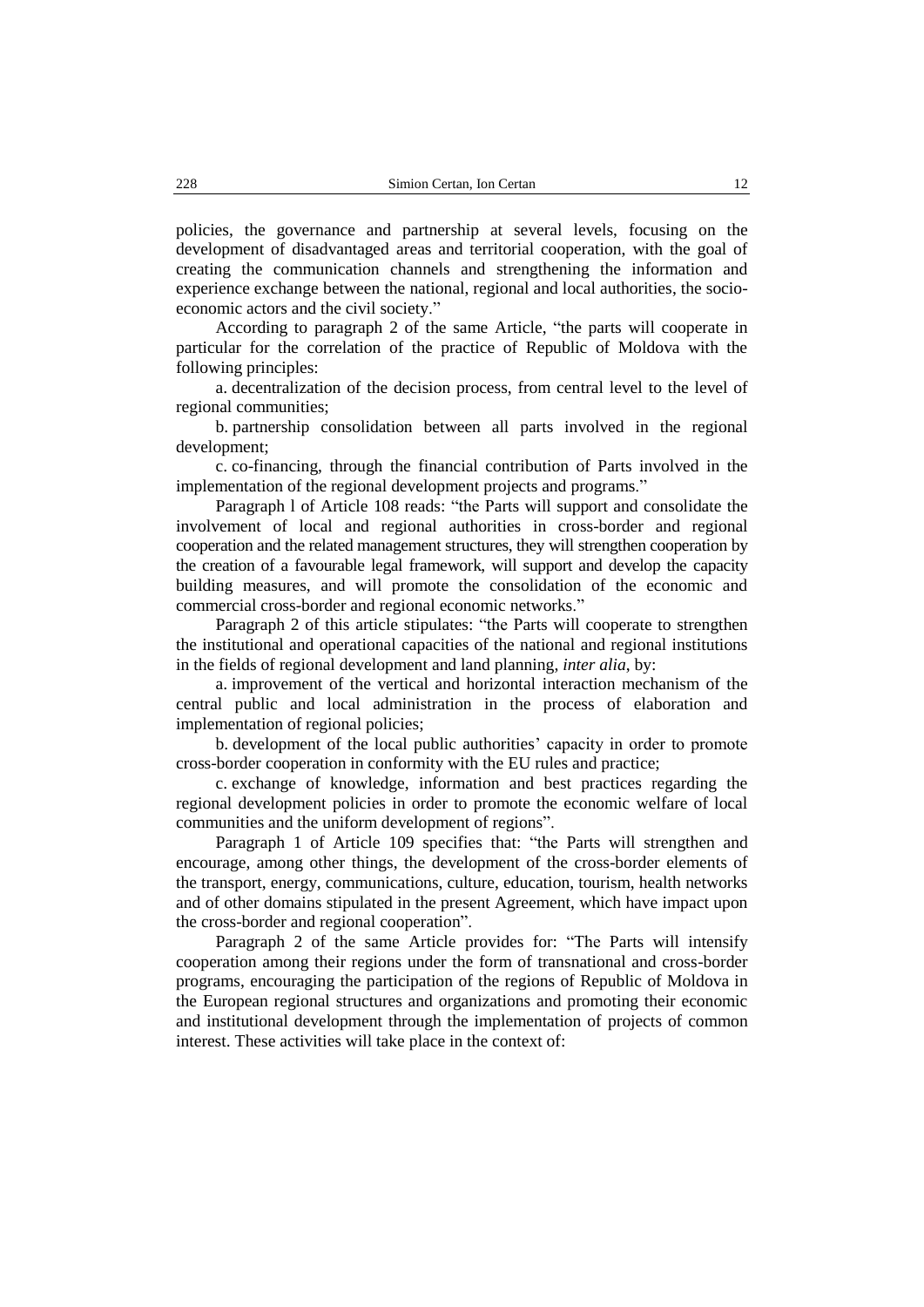policies, the governance and partnership at several levels, focusing on the development of disadvantaged areas and territorial cooperation, with the goal of creating the communication channels and strengthening the information and experience exchange between the national, regional and local authorities, the socio-economic actors and the civil society."

According to paragraph 2 of the same Article, "the parts will cooperate in particular for the correlation of the practice of Republic of Moldova with the following principles:

a. decentralization of the decision process, from central level to the level of regional communities;

b. partnership consolidation between all parts involved in the regional development;

c. co-financing, through the financial contribution of Parts involved in the implementation of the regional development projects and programs."

Paragraph l of Article 108 reads: "the Parts will support and consolidate the involvement of local and regional authorities in cross-border and regional cooperation and the related management structures, they will strengthen cooperation by the creation of a favourable legal framework, will support and develop the capacity building measures, and will promote the consolidation of the economic and commercial cross-border and regional economic networks."

Paragraph 2 of this article stipulates: "the Parts will cooperate to strengthen the institutional and operational capacities of the national and regional institutions in the fields of regional development and land planning, *inter alia*, by:

a. improvement of the vertical and horizontal interaction mechanism of the central public and local administration in the process of elaboration and implementation of regional policies;

b. development of the local public authorities' capacity in order to promote cross-border cooperation in conformity with the EU rules and practice;

c. exchange of knowledge, information and best practices regarding the regional development policies in order to promote the economic welfare of local communities and the uniform development of regions".

Paragraph 1 of Article 109 specifies that: "the Parts will strengthen and encourage, among other things, the development of the cross-border elements of the transport, energy, communications, culture, education, tourism, health networks and of other domains stipulated in the present Agreement, which have impact upon the cross-border and regional cooperation".

Paragraph 2 of the same Article provides for: "The Parts will intensify cooperation among their regions under the form of transnational and cross-border programs, encouraging the participation of the regions of Republic of Moldova in the European regional structures and organizations and promoting their economic and institutional development through the implementation of projects of common interest. These activities will take place in the context of: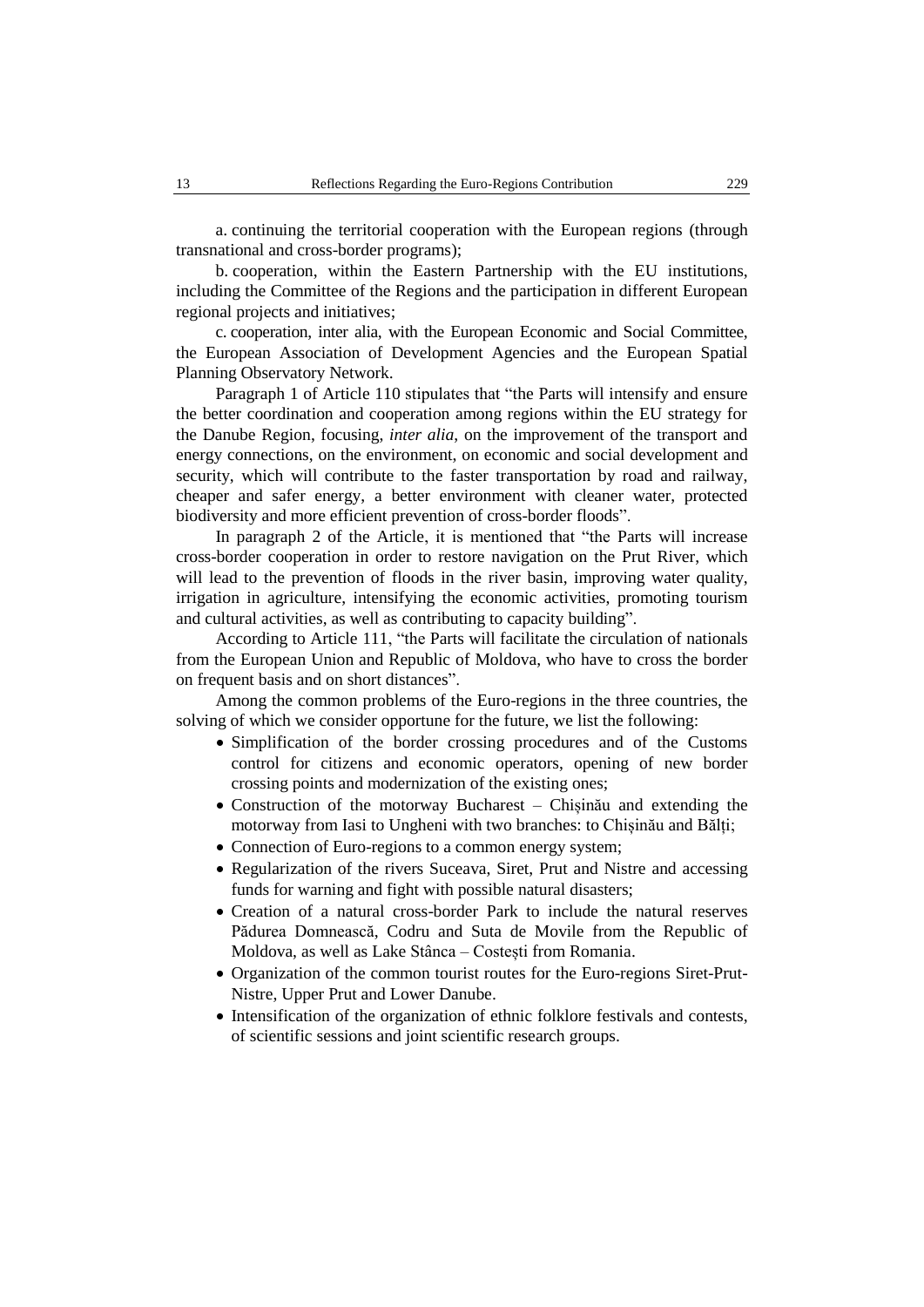a. continuing the territorial cooperation with the European regions (through transnational and cross-border programs);

b. cooperation, within the Eastern Partnership with the EU institutions, including the Committee of the Regions and the participation in different European regional projects and initiatives;

c. cooperation, inter alia, with the European Economic and Social Committee, the European Association of Development Agencies and the European Spatial Planning Observatory Network.

Paragraph 1 of Article 110 stipulates that "the Parts will intensify and ensure the better coordination and cooperation among regions within the EU strategy for the Danube Region, focusing, *inter alia*, on the improvement of the transport and energy connections, on the environment, on economic and social development and security, which will contribute to the faster transportation by road and railway, cheaper and safer energy, a better environment with cleaner water, protected biodiversity and more efficient prevention of cross-border floods".

In paragraph 2 of the Article, it is mentioned that "the Parts will increase cross-border cooperation in order to restore navigation on the Prut River, which will lead to the prevention of floods in the river basin, improving water quality, irrigation in agriculture, intensifying the economic activities, promoting tourism and cultural activities, as well as contributing to capacity building".

According to Article 111, "the Parts will facilitate the circulation of nationals from the European Union and Republic of Moldova, who have to cross the border on frequent basis and on short distances".

Among the common problems of the Euro-regions in the three countries, the solving of which we consider opportune for the future, we list the following:

- Simplification of the border crossing procedures and of the Customs control for citizens and economic operators, opening of new border crossing points and modernization of the existing ones;
- Construction of the motorway Bucharest – Chișinău and extending the motorway from Iasi to Ungheni with two branches: to Chișinău and Bălți;
- Connection of Euro-regions to a common energy system;
- Regularization of the rivers Suceava, Siret, Prut and Nistre and accessing funds for warning and fight with possible natural disasters;
- Creation of a natural cross-border Park to include the natural reserves Pădurea Domnească, Codru and Suta de Movile from the Republic of Moldova, as well as Lake Stânca – Costești from Romania.
- Organization of the common tourist routes for the Euro-regions Siret-Prut-Nistre, Upper Prut and Lower Danube.
- Intensification of the organization of ethnic folklore festivals and contests, of scientific sessions and joint scientific research groups.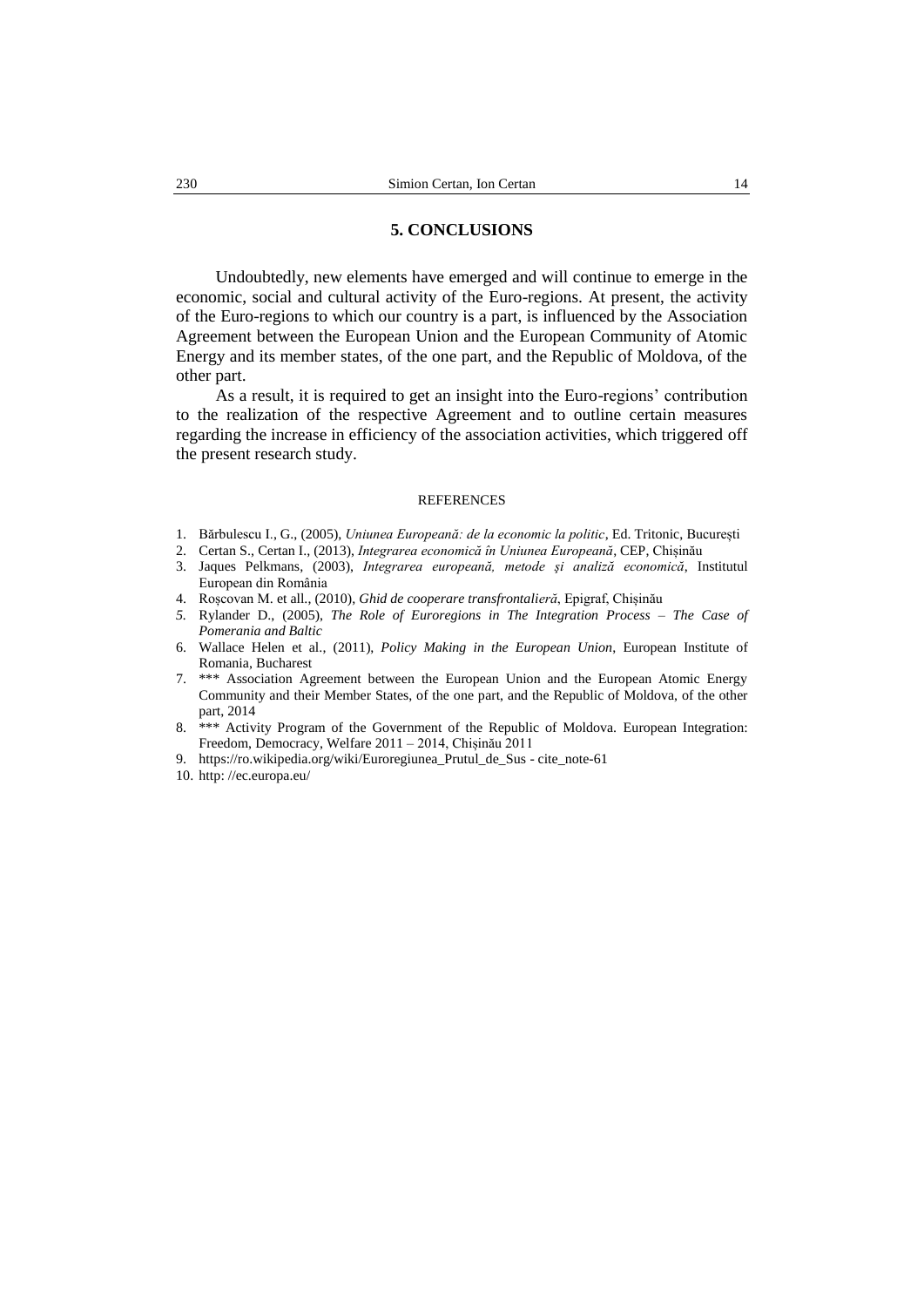## 5. CONCLUSIONS

Undoubtedly, new elements have emerged and will continue to emerge in the economic, social and cultural activity of the Euro-regions. At present, the activity of the Euro-regions to which our country is a part, is influenced by the Association Agreement between the European Union and the European Community of Atomic Energy and its member states, of the one part, and the Republic of Moldova, of the other part.

As a result, it is required to get an insight into the Euro-regions' contribution to the realization of the respective Agreement and to outline certain measures regarding the increase in efficiency of the association activities, which triggered off the present research study.

### REFERENCES

1. Bărbulescu I., G., (2005), *Uniunea Europeană: de la economic la politic*, Ed. Tritonic, București
2. Certan S., Certan I., (2013), *Integrarea economică în Uniunea Europeană*, CEP, Chișinău
3. Jaques Pelkmans, (2003), *Integrarea europeană, metode şi analiză economică*, Institutul European din România
4. Roșcovan M. et all., (2010), *Ghid de cooperare transfrontalieră*, Epigraf, Chișinău
5. Rylander D., (2005), *The Role of Euroregions in The Integration Process – The Case of Pomerania and Baltic*
6. Wallace Helen et al., (2011), *Policy Making in the European Union*, European Institute of Romania, Bucharest
7. *** Association Agreement between the European Union and the European Atomic Energy Community and their Member States, of the one part, and the Republic of Moldova, of the other part, 2014
8. *** Activity Program of the Government of the Republic of Moldova. European Integration: Freedom, Democracy, Welfare 2011 – 2014, Chișinău 2011
9. https://ro.wikipedia.org/wiki/Euroregiunea_Prutul_de_Sus - cite_note-61
10. http: //ec.europa.eu/